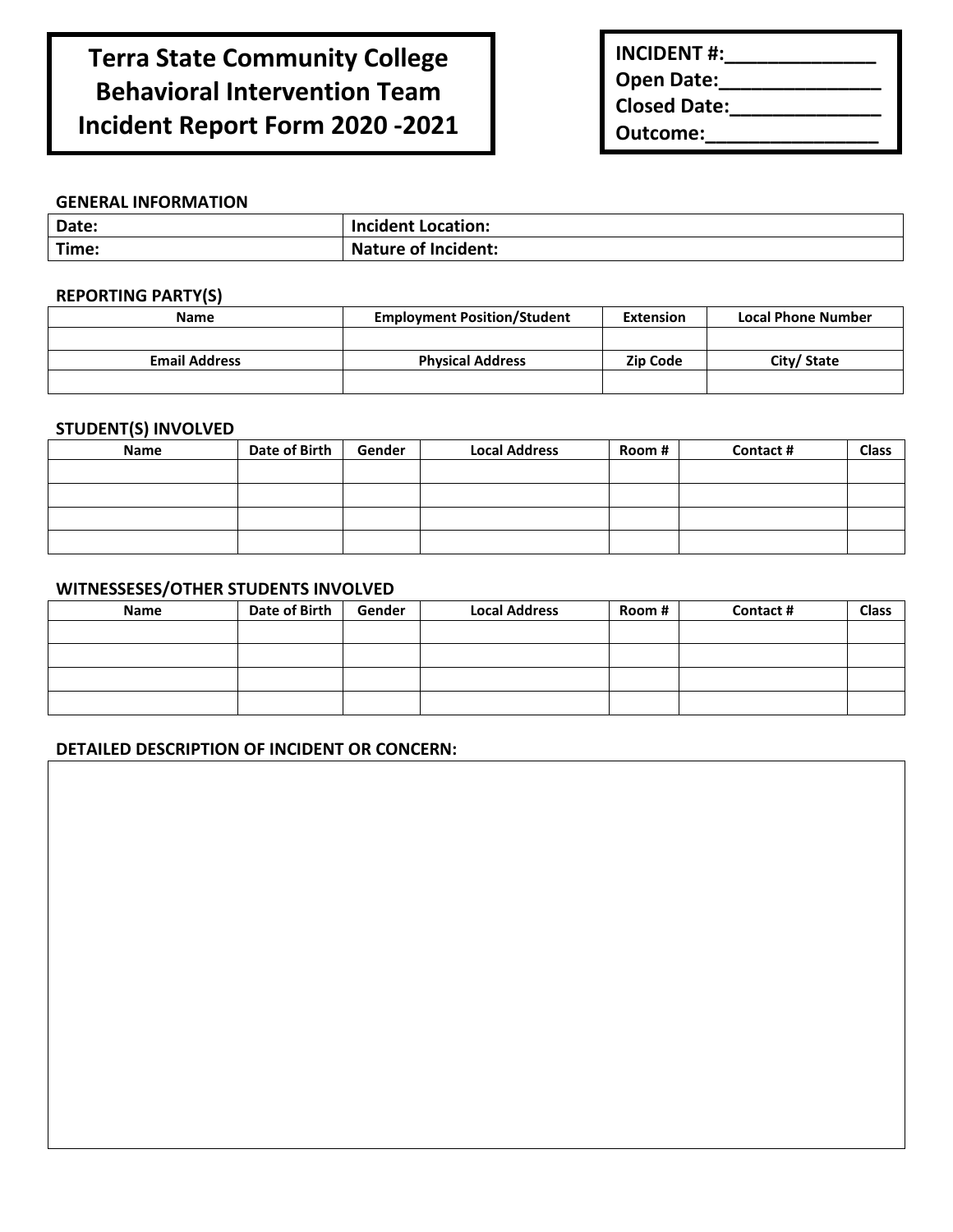# Terra State Community College
# Behavioral Intervention Team
# Incident Report Form 2020 -2021

**INCIDENT #:**_____________
**Open Date:**______________
**Closed Date:**_____________
**Outcome:**_______________

### GENERAL INFORMATION

| Date: | Incident Location: |
|---|---|
| Time: | Nature of Incident: |

### REPORTING PARTY(S)

| Name | Employment Position/Student | Extension | Local Phone Number |
|---|---|---|---|
| | | | |
| **Email Address** | **Physical Address** | **Zip Code** | **City/ State** |
| | | | |

### STUDENT(S) INVOLVED

| Name | Date of Birth | Gender | Local Address | Room # | Contact # | Class |
|---|---|---|---|---|---|---|
| | | | | | | |
| | | | | | | |
| | | | | | | |
| | | | | | | |

### WITNESSESES/OTHER STUDENTS INVOLVED

| Name | Date of Birth | Gender | Local Address | Room # | Contact # | Class |
|---|---|---|---|---|---|---|
| | | | | | | |
| | | | | | | |
| | | | | | | |
| | | | | | | |

### DETAILED DESCRIPTION OF INCIDENT OR CONCERN: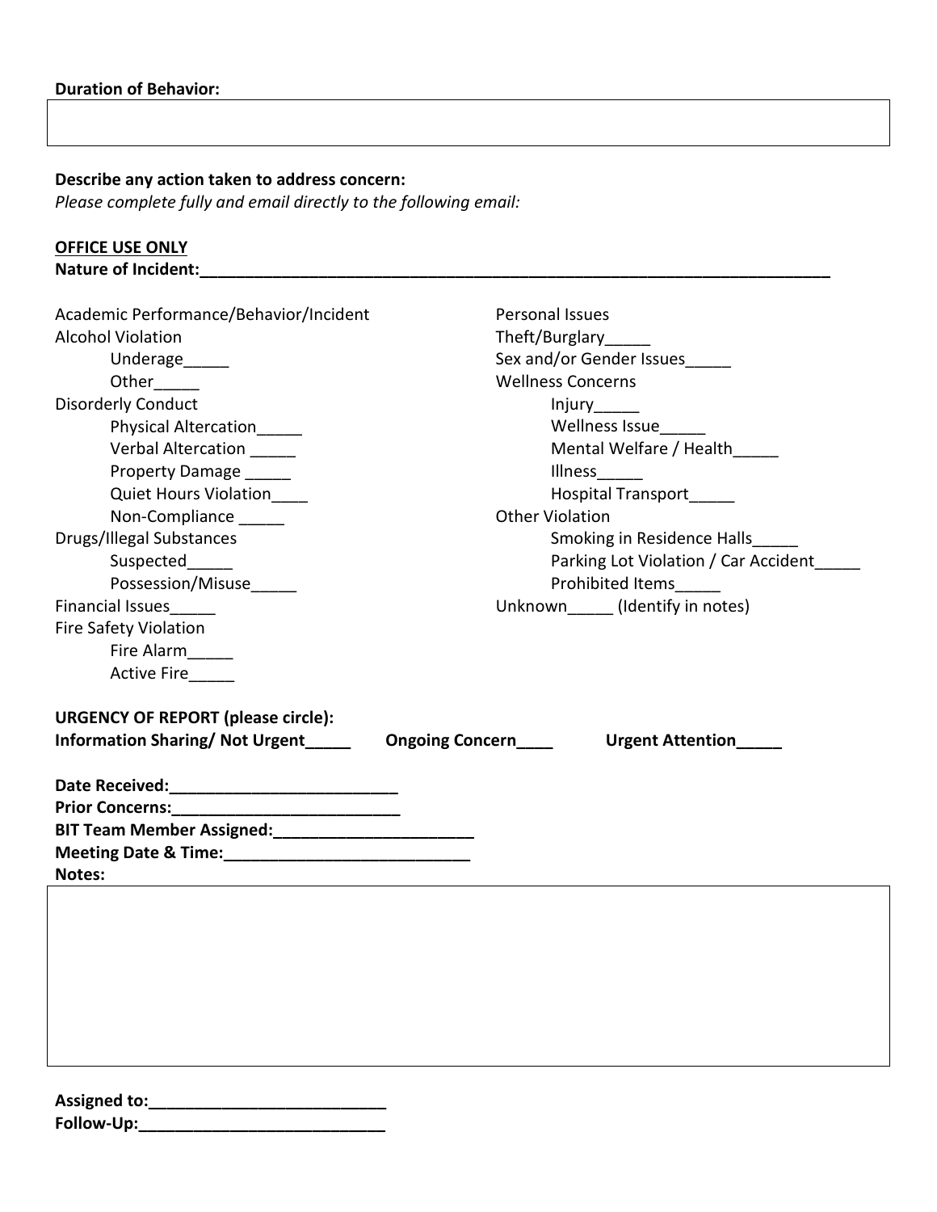**Duration of Behavior:**

**Describe any action taken to address concern:**

*Please complete fully and email directly to the following email:*

**OFFICE USE ONLY**

**Nature of Incident:____________________________________________________________________________**

Academic Performance/Behavior/Incident

Alcohol Violation

- Underage_____
- Other_____

Disorderly Conduct

- Physical Altercation_____
- Verbal Altercation _____
- Property Damage _____
- Quiet Hours Violation____
- Non-Compliance _____

Drugs/Illegal Substances

- Suspected_____
- Possession/Misuse_____

Financial Issues_____

Fire Safety Violation

- Fire Alarm_____
- Active Fire_____

Personal Issues

Theft/Burglary_____

Sex and/or Gender Issues_____

Wellness Concerns

- Injury_____
- Wellness Issue_____
- Mental Welfare / Health_____
- Illness_____
- Hospital Transport_____

Other Violation

- Smoking in Residence Halls_____
- Parking Lot Violation / Car Accident_____
- Prohibited Items_____

Unknown_____ (Identify in notes)

**URGENCY OF REPORT (please circle):**

**Information Sharing/ Not Urgent_____** **Ongoing Concern____** **Urgent Attention_____**

**Date Received:_________________________**

**Prior Concerns:_________________________**

**BIT Team Member Assigned:______________________**

**Meeting Date & Time:___________________________**

**Notes:**

**Assigned to:__________________________**

**Follow-Up:___________________________**